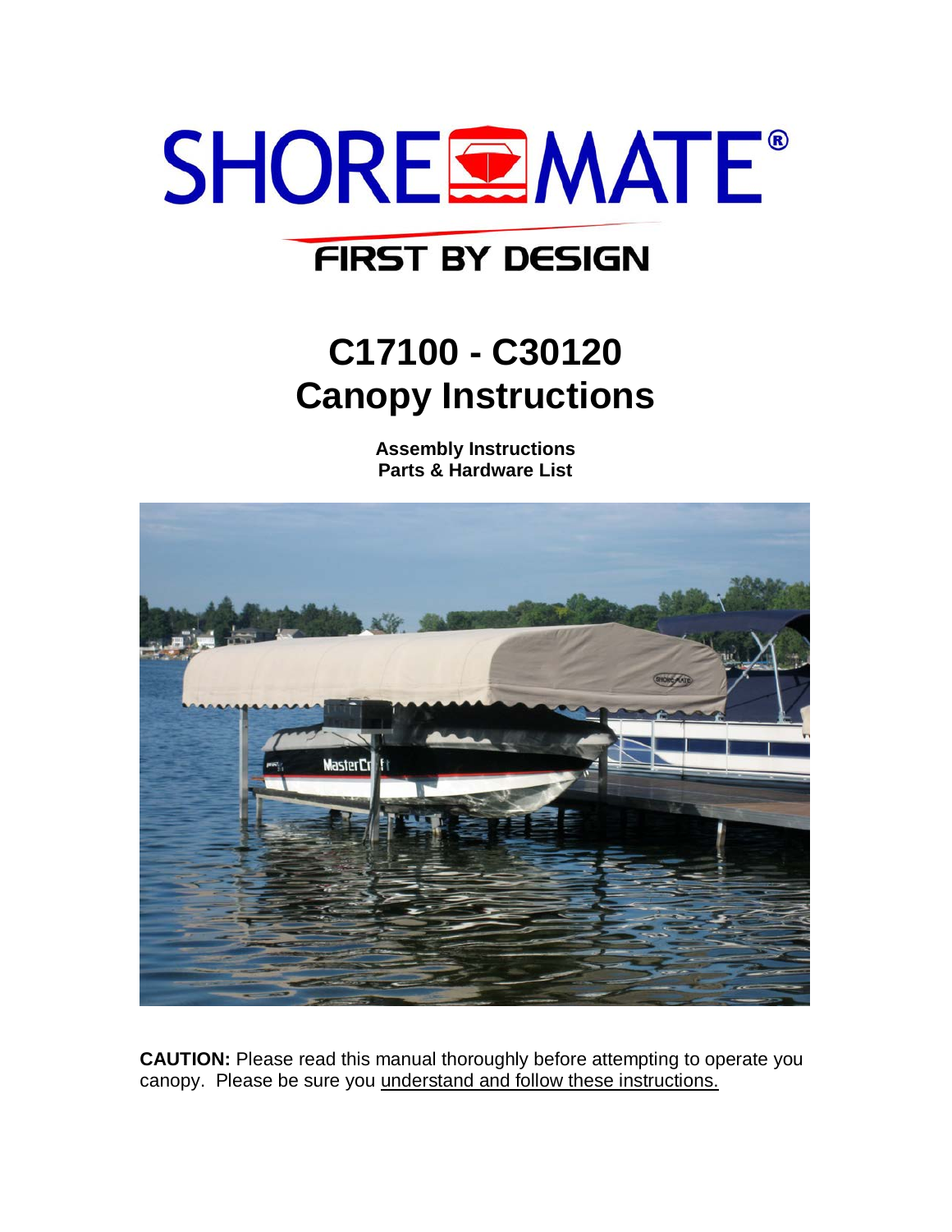SHORE MATE®

FIRST BY DESIGN

# C17100 - C30120
# Canopy Instructions

**Assembly Instructions**
**Parts & Hardware List**

**CAUTION:** Please read this manual thoroughly before attempting to operate you canopy. Please be sure you understand and follow these instructions.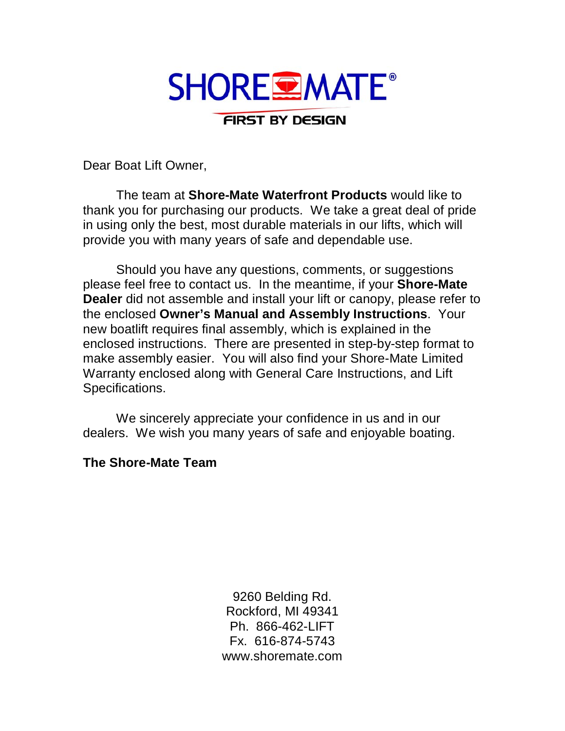SHORE MATE®

FIRST BY DESIGN

Dear Boat Lift Owner,

The team at **Shore-Mate Waterfront Products** would like to thank you for purchasing our products. We take a great deal of pride in using only the best, most durable materials in our lifts, which will provide you with many years of safe and dependable use.

Should you have any questions, comments, or suggestions please feel free to contact us. In the meantime, if your **Shore-Mate Dealer** did not assemble and install your lift or canopy, please refer to the enclosed **Owner's Manual and Assembly Instructions**. Your new boatlift requires final assembly, which is explained in the enclosed instructions. There are presented in step-by-step format to make assembly easier. You will also find your Shore-Mate Limited Warranty enclosed along with General Care Instructions, and Lift Specifications.

We sincerely appreciate your confidence in us and in our dealers. We wish you many years of safe and enjoyable boating.

**The Shore-Mate Team**

9260 Belding Rd.
Rockford, MI 49341
Ph. 866-462-LIFT
Fx. 616-874-5743
www.shoremate.com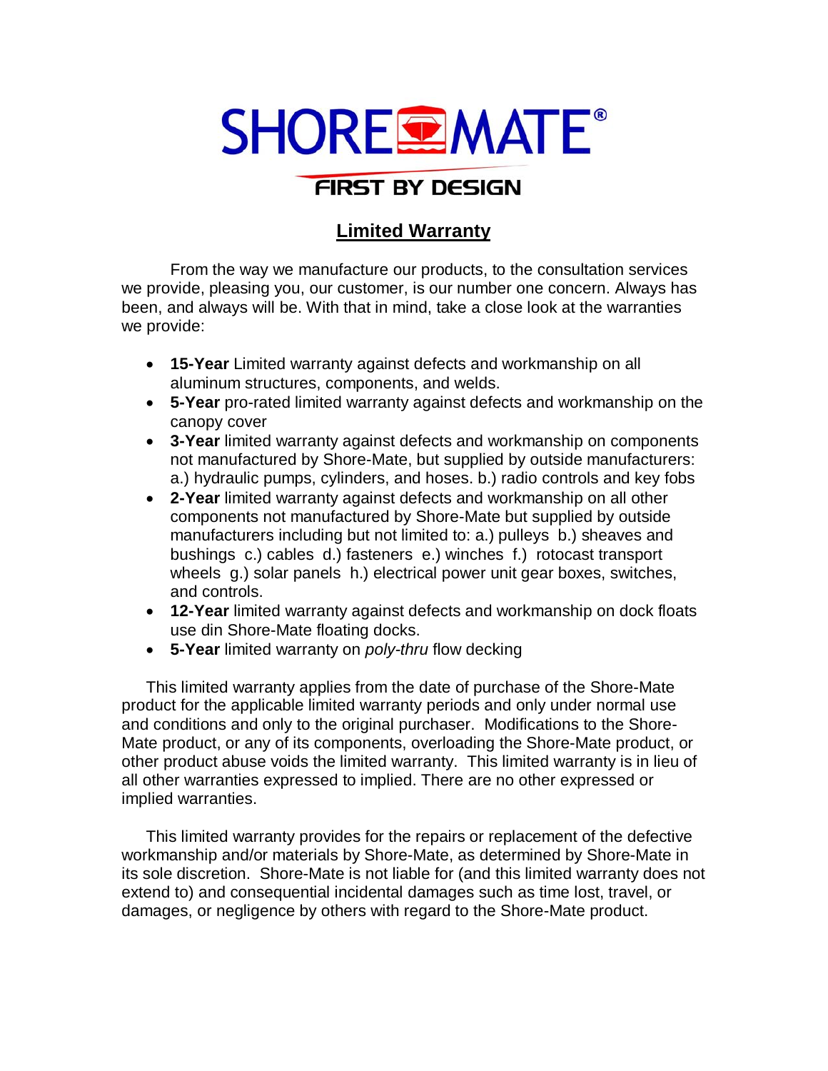# SHORE MATE®

**FIRST BY DESIGN**

## Limited Warranty

From the way we manufacture our products, to the consultation services we provide, pleasing you, our customer, is our number one concern. Always has been, and always will be. With that in mind, take a close look at the warranties we provide:

- **15-Year** Limited warranty against defects and workmanship on all aluminum structures, components, and welds.
- **5-Year** pro-rated limited warranty against defects and workmanship on the canopy cover
- **3-Year** limited warranty against defects and workmanship on components not manufactured by Shore-Mate, but supplied by outside manufacturers: a.) hydraulic pumps, cylinders, and hoses. b.) radio controls and key fobs
- **2-Year** limited warranty against defects and workmanship on all other components not manufactured by Shore-Mate but supplied by outside manufacturers including but not limited to: a.) pulleys b.) sheaves and bushings c.) cables d.) fasteners e.) winches f.) rotocast transport wheels g.) solar panels h.) electrical power unit gear boxes, switches, and controls.
- **12-Year** limited warranty against defects and workmanship on dock floats use din Shore-Mate floating docks.
- **5-Year** limited warranty on *poly-thru* flow decking

This limited warranty applies from the date of purchase of the Shore-Mate product for the applicable limited warranty periods and only under normal use and conditions and only to the original purchaser. Modifications to the Shore-Mate product, or any of its components, overloading the Shore-Mate product, or other product abuse voids the limited warranty. This limited warranty is in lieu of all other warranties expressed to implied. There are no other expressed or implied warranties.

This limited warranty provides for the repairs or replacement of the defective workmanship and/or materials by Shore-Mate, as determined by Shore-Mate in its sole discretion. Shore-Mate is not liable for (and this limited warranty does not extend to) and consequential incidental damages such as time lost, travel, or damages, or negligence by others with regard to the Shore-Mate product.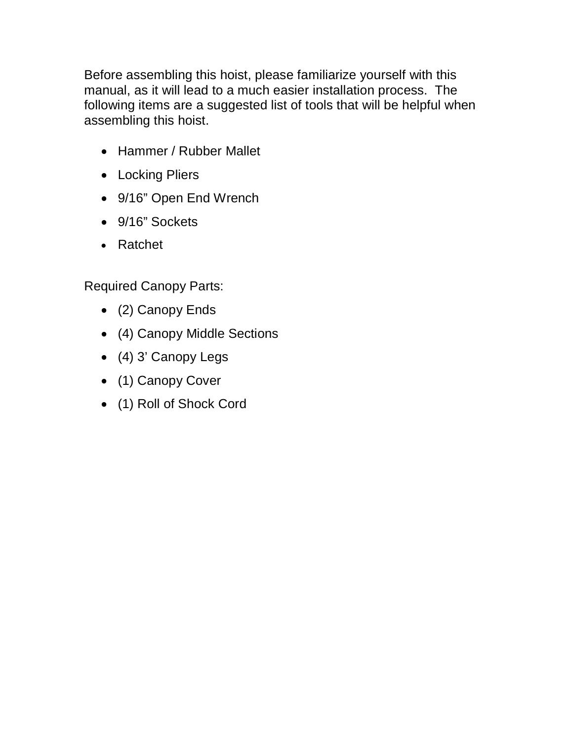Before assembling this hoist, please familiarize yourself with this manual, as it will lead to a much easier installation process. The following items are a suggested list of tools that will be helpful when assembling this hoist.

- Hammer / Rubber Mallet
- Locking Pliers
- 9/16" Open End Wrench
- 9/16" Sockets
- Ratchet

Required Canopy Parts:

- (2) Canopy Ends
- (4) Canopy Middle Sections
- (4) 3' Canopy Legs
- (1) Canopy Cover
- (1) Roll of Shock Cord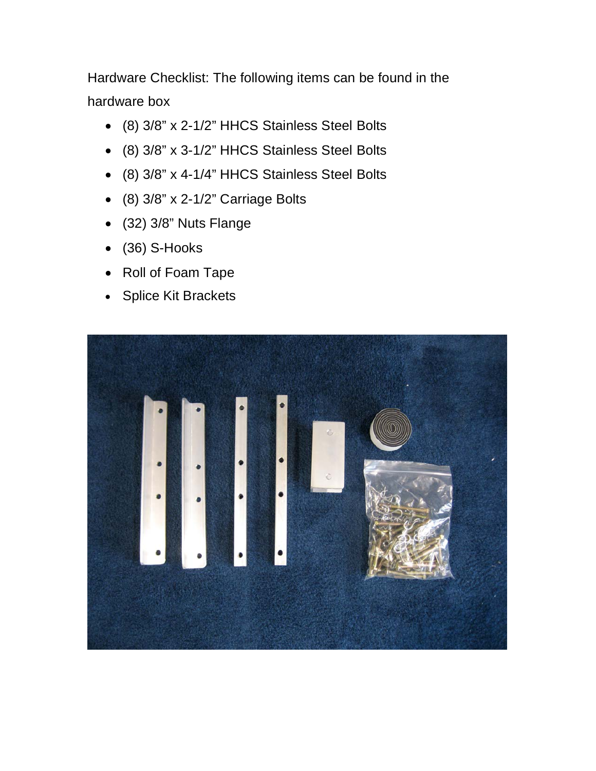Hardware Checklist: The following items can be found in the hardware box

- (8) 3/8” x 2-1/2” HHCS Stainless Steel Bolts
- (8) 3/8” x 3-1/2” HHCS Stainless Steel Bolts
- (8) 3/8” x 4-1/4” HHCS Stainless Steel Bolts
- (8) 3/8” x 2-1/2” Carriage Bolts
- (32) 3/8” Nuts Flange
- (36) S-Hooks
- Roll of Foam Tape
- Splice Kit Brackets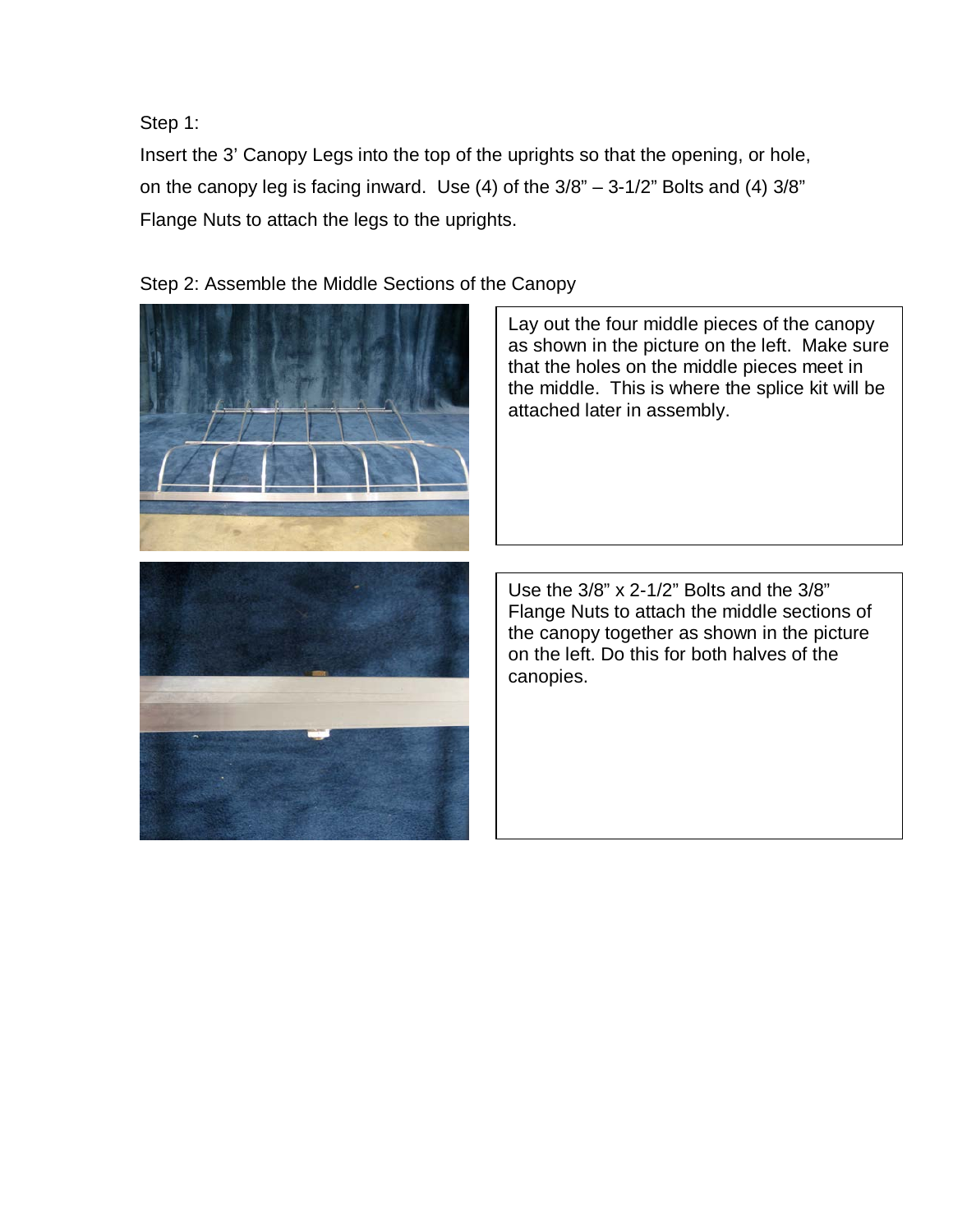Step 1:

Insert the 3' Canopy Legs into the top of the uprights so that the opening, or hole, on the canopy leg is facing inward. Use (4) of the 3/8" – 3-1/2" Bolts and (4) 3/8" Flange Nuts to attach the legs to the uprights.

Step 2: Assemble the Middle Sections of the Canopy

Lay out the four middle pieces of the canopy as shown in the picture on the left. Make sure that the holes on the middle pieces meet in the middle. This is where the splice kit will be attached later in assembly.

Use the 3/8" x 2-1/2" Bolts and the 3/8" Flange Nuts to attach the middle sections of the canopy together as shown in the picture on the left. Do this for both halves of the canopies.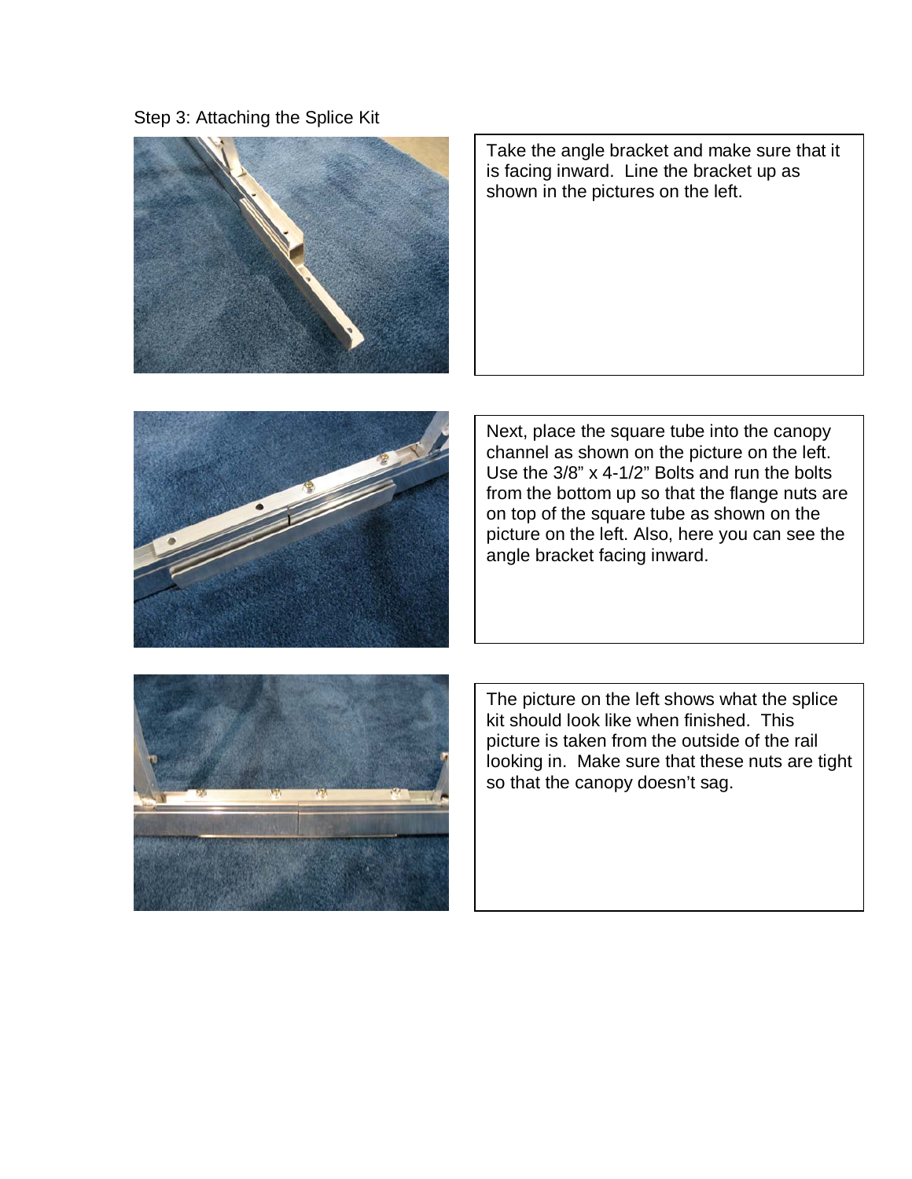Step 3: Attaching the Splice Kit

Take the angle bracket and make sure that it is facing inward. Line the bracket up as shown in the pictures on the left.

Next, place the square tube into the canopy channel as shown on the picture on the left. Use the 3/8" x 4-1/2" Bolts and run the bolts from the bottom up so that the flange nuts are on top of the square tube as shown on the picture on the left. Also, here you can see the angle bracket facing inward.

The picture on the left shows what the splice kit should look like when finished. This picture is taken from the outside of the rail looking in. Make sure that these nuts are tight so that the canopy doesn't sag.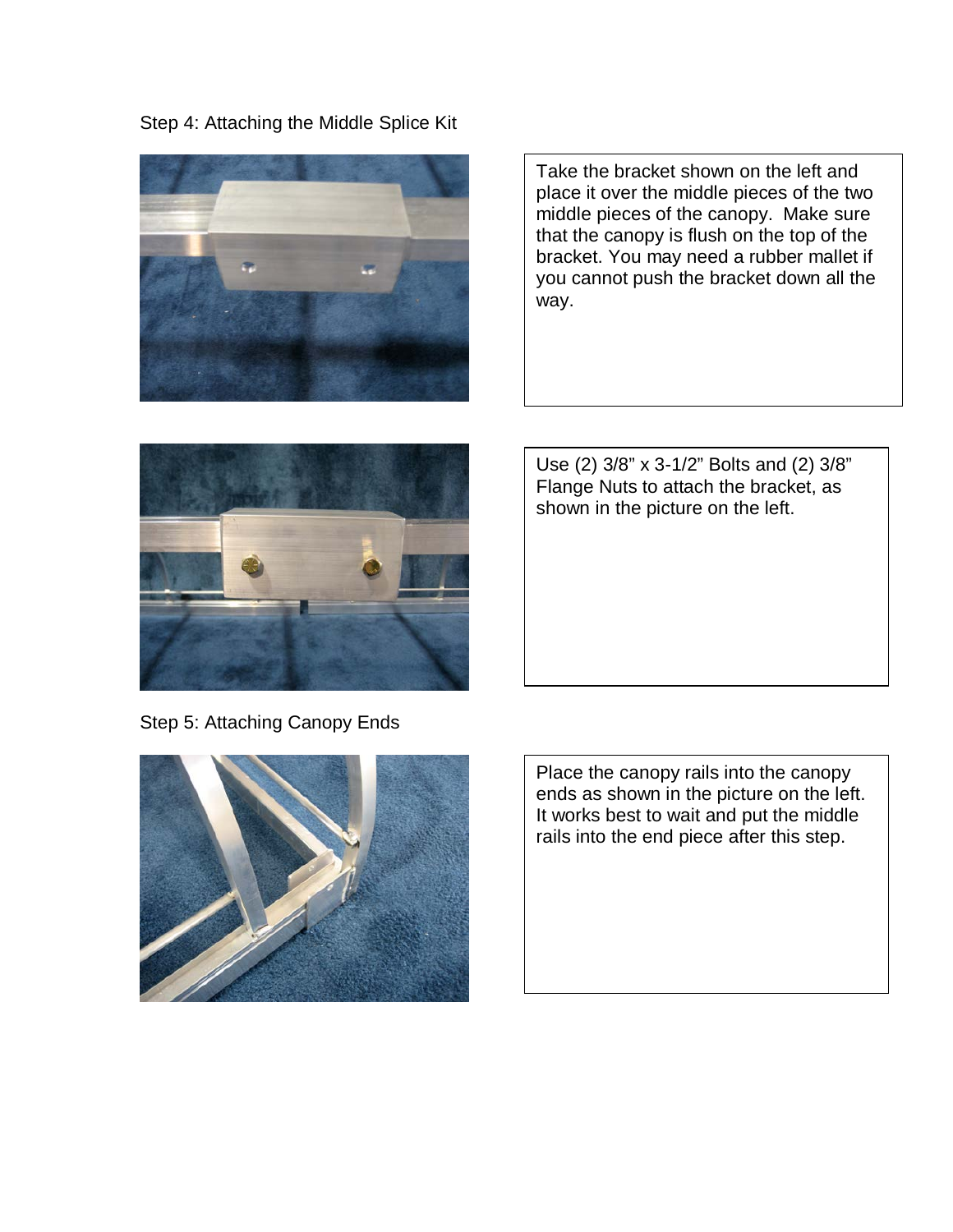Step 4: Attaching the Middle Splice Kit

Take the bracket shown on the left and place it over the middle pieces of the two middle pieces of the canopy. Make sure that the canopy is flush on the top of the bracket. You may need a rubber mallet if you cannot push the bracket down all the way.

Use (2) 3/8" x 3-1/2" Bolts and (2) 3/8" Flange Nuts to attach the bracket, as shown in the picture on the left.

Step 5: Attaching Canopy Ends

Place the canopy rails into the canopy ends as shown in the picture on the left. It works best to wait and put the middle rails into the end piece after this step.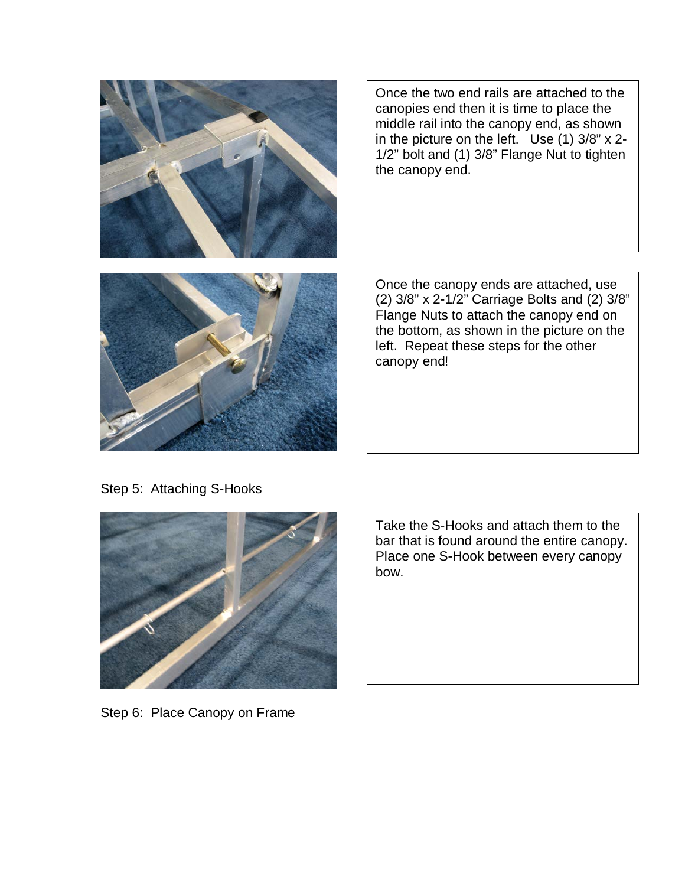Once the two end rails are attached to the canopies end then it is time to place the middle rail into the canopy end, as shown in the picture on the left. Use (1) 3/8" x 2-1/2" bolt and (1) 3/8" Flange Nut to tighten the canopy end.

Once the canopy ends are attached, use (2) 3/8" x 2-1/2" Carriage Bolts and (2) 3/8" Flange Nuts to attach the canopy end on the bottom, as shown in the picture on the left. Repeat these steps for the other canopy end!

Step 5: Attaching S-Hooks

Take the S-Hooks and attach them to the bar that is found around the entire canopy. Place one S-Hook between every canopy bow.

Step 6: Place Canopy on Frame